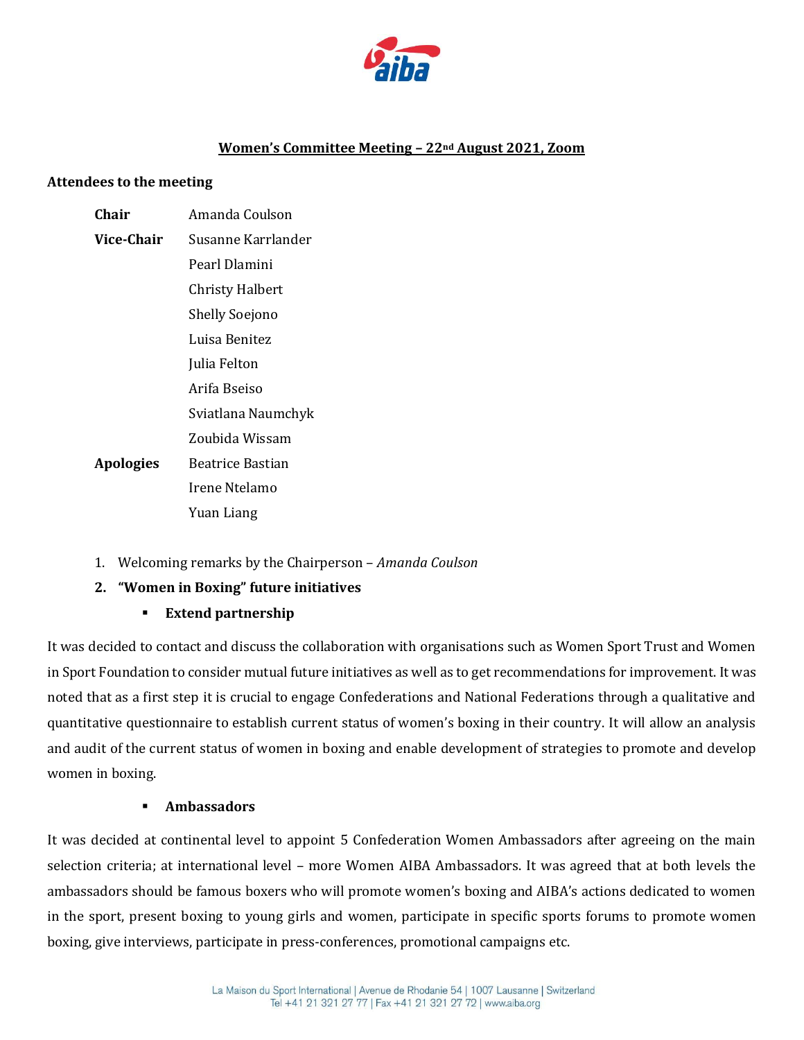## Women's Committee Meeting – 22nd August 2021, Zoom

**Attendees to the meeting**

| | |
|---|---|
| **Chair** | Amanda Coulson |
| **Vice-Chair** | Susanne Karrlander |
| | Pearl Dlamini |
| | Christy Halbert |
| | Shelly Soejono |
| | Luisa Benitez |
| | Julia Felton |
| | Arifa Bseiso |
| | Sviatlana Naumchyk |
| | Zoubida Wissam |
| **Apologies** | Beatrice Bastian |
| | Irene Ntelamo |
| | Yuan Liang |

1. Welcoming remarks by the Chairperson – *Amanda Coulson*
2. **"Women in Boxing" future initiatives**
   - **Extend partnership**

It was decided to contact and discuss the collaboration with organisations such as Women Sport Trust and Women in Sport Foundation to consider mutual future initiatives as well as to get recommendations for improvement. It was noted that as a first step it is crucial to engage Confederations and National Federations through a qualitative and quantitative questionnaire to establish current status of women's boxing in their country. It will allow an analysis and audit of the current status of women in boxing and enable development of strategies to promote and develop women in boxing.

   - **Ambassadors**

It was decided at continental level to appoint 5 Confederation Women Ambassadors after agreeing on the main selection criteria; at international level – more Women AIBA Ambassadors. It was agreed that at both levels the ambassadors should be famous boxers who will promote women's boxing and AIBA's actions dedicated to women in the sport, present boxing to young girls and women, participate in specific sports forums to promote women boxing, give interviews, participate in press-conferences, promotional campaigns etc.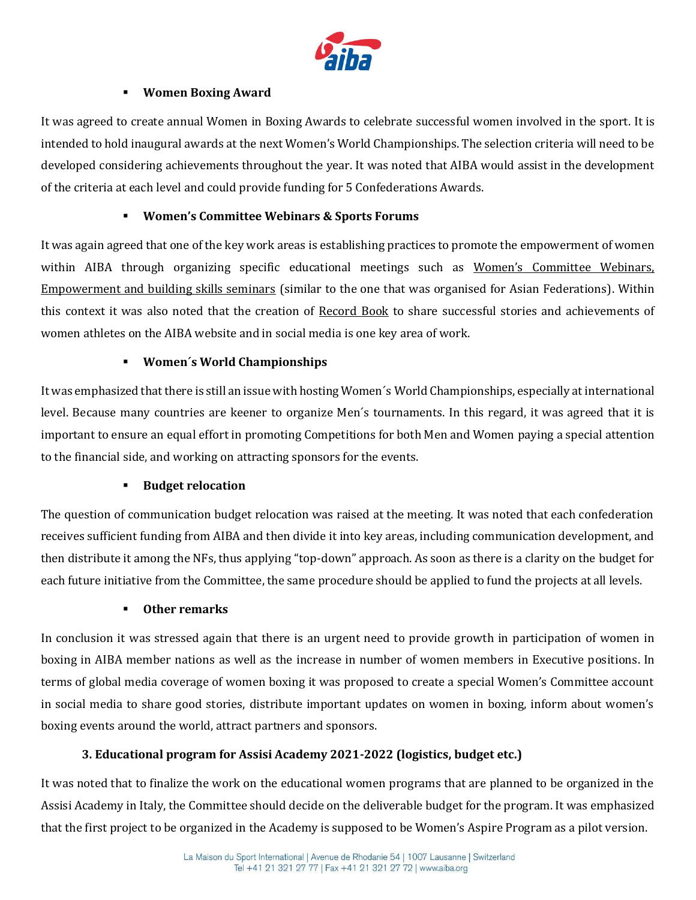- **Women Boxing Award**

It was agreed to create annual Women in Boxing Awards to celebrate successful women involved in the sport. It is intended to hold inaugural awards at the next Women's World Championships. The selection criteria will need to be developed considering achievements throughout the year. It was noted that AIBA would assist in the development of the criteria at each level and could provide funding for 5 Confederations Awards.

- **Women's Committee Webinars & Sports Forums**

It was again agreed that one of the key work areas is establishing practices to promote the empowerment of women within AIBA through organizing specific educational meetings such as <u>Women's Committee Webinars, Empowerment and building skills seminars</u> (similar to the one that was organised for Asian Federations). Within this context it was also noted that the creation of <u>Record Book</u> to share successful stories and achievements of women athletes on the AIBA website and in social media is one key area of work.

- **Women´s World Championships**

It was emphasized that there is still an issue with hosting Women´s World Championships, especially at international level. Because many countries are keener to organize Men´s tournaments. In this regard, it was agreed that it is important to ensure an equal effort in promoting Competitions for both Men and Women paying a special attention to the financial side, and working on attracting sponsors for the events.

- **Budget relocation**

The question of communication budget relocation was raised at the meeting. It was noted that each confederation receives sufficient funding from AIBA and then divide it into key areas, including communication development, and then distribute it among the NFs, thus applying "top-down" approach. As soon as there is a clarity on the budget for each future initiative from the Committee, the same procedure should be applied to fund the projects at all levels.

- **Other remarks**

In conclusion it was stressed again that there is an urgent need to provide growth in participation of women in boxing in AIBA member nations as well as the increase in number of women members in Executive positions. In terms of global media coverage of women boxing it was proposed to create a special Women's Committee account in social media to share good stories, distribute important updates on women in boxing, inform about women's boxing events around the world, attract partners and sponsors.

### 3. Educational program for Assisi Academy 2021-2022 (logistics, budget etc.)

It was noted that to finalize the work on the educational women programs that are planned to be organized in the Assisi Academy in Italy, the Committee should decide on the deliverable budget for the program. It was emphasized that the first project to be organized in the Academy is supposed to be Women's Aspire Program as a pilot version.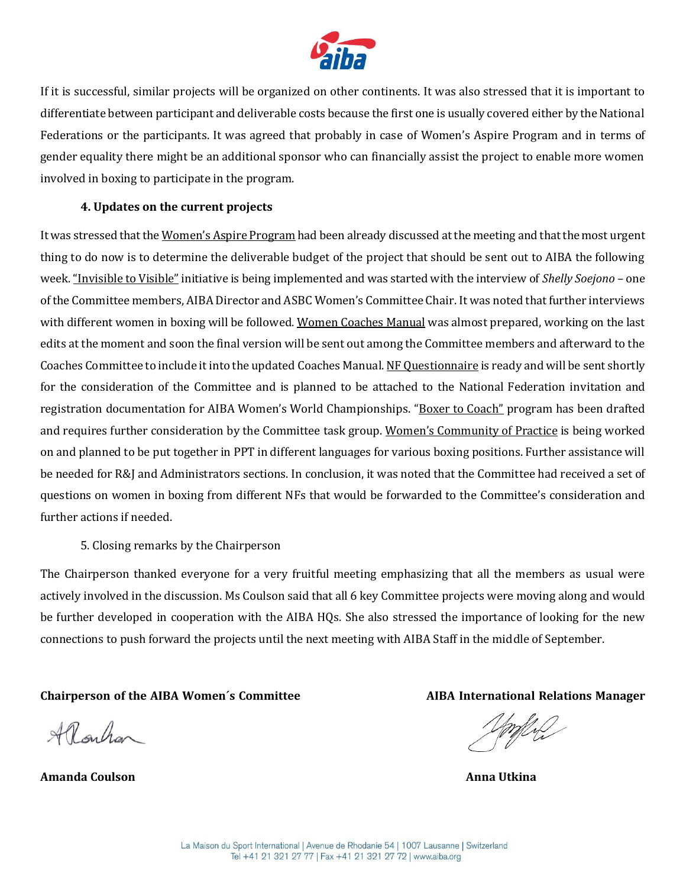If it is successful, similar projects will be organized on other continents. It was also stressed that it is important to differentiate between participant and deliverable costs because the first one is usually covered either by the National Federations or the participants. It was agreed that probably in case of Women's Aspire Program and in terms of gender equality there might be an additional sponsor who can financially assist the project to enable more women involved in boxing to participate in the program.

**4. Updates on the current projects**

It was stressed that the Women's Aspire Program had been already discussed at the meeting and that the most urgent thing to do now is to determine the deliverable budget of the project that should be sent out to AIBA the following week. "Invisible to Visible" initiative is being implemented and was started with the interview of *Shelly Soejono* – one of the Committee members, AIBA Director and ASBC Women's Committee Chair. It was noted that further interviews with different women in boxing will be followed. Women Coaches Manual was almost prepared, working on the last edits at the moment and soon the final version will be sent out among the Committee members and afterward to the Coaches Committee to include it into the updated Coaches Manual. NF Questionnaire is ready and will be sent shortly for the consideration of the Committee and is planned to be attached to the National Federation invitation and registration documentation for AIBA Women's World Championships. "Boxer to Coach" program has been drafted and requires further consideration by the Committee task group. Women's Community of Practice is being worked on and planned to be put together in PPT in different languages for various boxing positions. Further assistance will be needed for R&J and Administrators sections. In conclusion, it was noted that the Committee had received a set of questions on women in boxing from different NFs that would be forwarded to the Committee's consideration and further actions if needed.

5. Closing remarks by the Chairperson

The Chairperson thanked everyone for a very fruitful meeting emphasizing that all the members as usual were actively involved in the discussion. Ms Coulson said that all 6 key Committee projects were moving along and would be further developed in cooperation with the AIBA HQs. She also stressed the importance of looking for the new connections to push forward the projects until the next meeting with AIBA Staff in the middle of September.

**Chairperson of the AIBA Women´s Committee**

**Amanda Coulson**

**AIBA International Relations Manager**

**Anna Utkina**